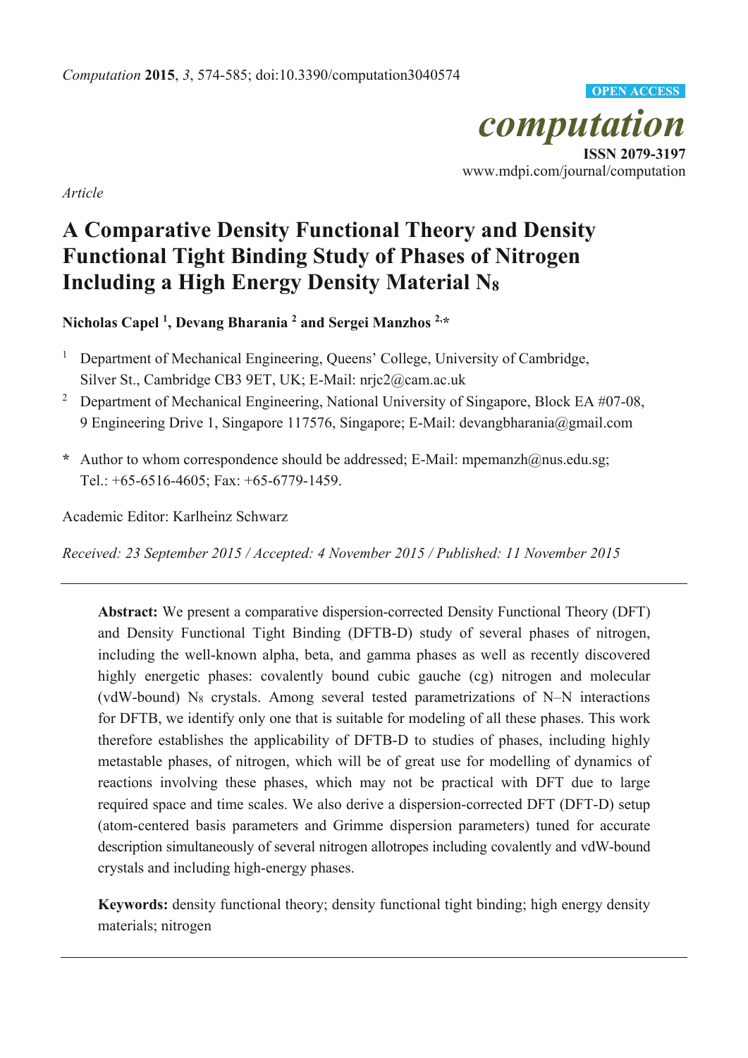*Article*

# A Comparative Density Functional Theory and Density Functional Tight Binding Study of Phases of Nitrogen Including a High Energy Density Material $N_8$

**Nicholas Capel [1], Devang Bharania [2] and Sergei Manzhos [2,*]**

[1] Department of Mechanical Engineering, Queens' College, University of Cambridge, Silver St., Cambridge CB3 9ET, UK; E-Mail: nrjc2@cam.ac.uk

[2] Department of Mechanical Engineering, National University of Singapore, Block EA #07-08, 9 Engineering Drive 1, Singapore 117576, Singapore; E-Mail: devangbharania@gmail.com

\* Author to whom correspondence should be addressed; E-Mail: mpemanzh@nus.edu.sg; Tel.: +65-6516-4605; Fax: +65-6779-1459.

Academic Editor: Karlheinz Schwarz

*Received: 23 September 2015 / Accepted: 4 November 2015 / Published: 11 November 2015*

---

**Abstract:** We present a comparative dispersion-corrected Density Functional Theory (DFT) and Density Functional Tight Binding (DFTB-D) study of several phases of nitrogen, including the well-known alpha, beta, and gamma phases as well as recently discovered highly energetic phases: covalently bound cubic gauche (cg) nitrogen and molecular (vdW-bound) $N_8$ crystals. Among several tested parametrizations of N–N interactions for DFTB, we identify only one that is suitable for modeling of all these phases. This work therefore establishes the applicability of DFTB-D to studies of phases, including highly metastable phases, of nitrogen, which will be of great use for modelling of dynamics of reactions involving these phases, which may not be practical with DFT due to large required space and time scales. We also derive a dispersion-corrected DFT (DFT-D) setup (atom-centered basis parameters and Grimme dispersion parameters) tuned for accurate description simultaneously of several nitrogen allotropes including covalently and vdW-bound crystals and including high-energy phases.

**Keywords:** density functional theory; density functional tight binding; high energy density materials; nitrogen

---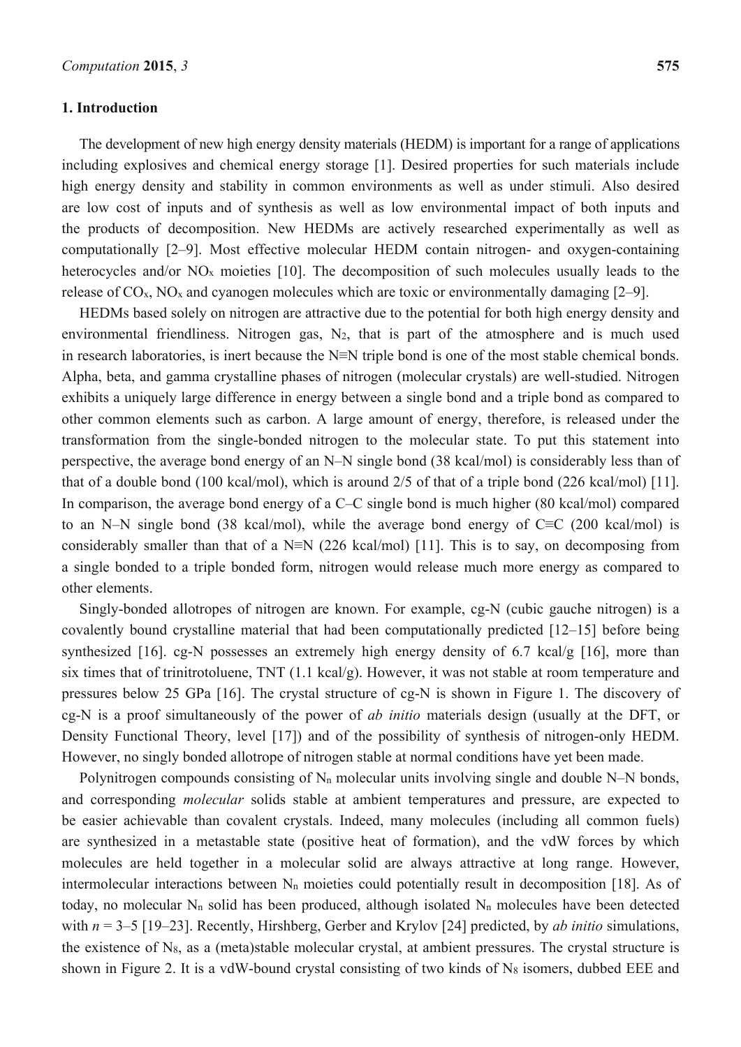## 1. Introduction

The development of new high energy density materials (HEDM) is important for a range of applications including explosives and chemical energy storage [1]. Desired properties for such materials include high energy density and stability in common environments as well as under stimuli. Also desired are low cost of inputs and of synthesis as well as low environmental impact of both inputs and the products of decomposition. New HEDMs are actively researched experimentally as well as computationally [2–9]. Most effective molecular HEDM contain nitrogen- and oxygen-containing heterocycles and/or $NO_x$ moieties [10]. The decomposition of such molecules usually leads to the release of $CO_x$, $NO_x$ and cyanogen molecules which are toxic or environmentally damaging [2–9].

HEDMs based solely on nitrogen are attractive due to the potential for both high energy density and environmental friendliness. Nitrogen gas, $N_2$, that is part of the atmosphere and is much used in research laboratories, is inert because the N≡N triple bond is one of the most stable chemical bonds. Alpha, beta, and gamma crystalline phases of nitrogen (molecular crystals) are well-studied. Nitrogen exhibits a uniquely large difference in energy between a single bond and a triple bond as compared to other common elements such as carbon. A large amount of energy, therefore, is released under the transformation from the single-bonded nitrogen to the molecular state. To put this statement into perspective, the average bond energy of an N–N single bond (38 kcal/mol) is considerably less than of that of a double bond (100 kcal/mol), which is around 2/5 of that of a triple bond (226 kcal/mol) [11]. In comparison, the average bond energy of a C–C single bond is much higher (80 kcal/mol) compared to an N–N single bond (38 kcal/mol), while the average bond energy of C≡C (200 kcal/mol) is considerably smaller than that of a N≡N (226 kcal/mol) [11]. This is to say, on decomposing from a single bonded to a triple bonded form, nitrogen would release much more energy as compared to other elements.

Singly-bonded allotropes of nitrogen are known. For example, cg-N (cubic gauche nitrogen) is a covalently bound crystalline material that had been computationally predicted [12–15] before being synthesized [16]. cg-N possesses an extremely high energy density of 6.7 kcal/g [16], more than six times that of trinitrotoluene, TNT (1.1 kcal/g). However, it was not stable at room temperature and pressures below 25 GPa [16]. The crystal structure of cg-N is shown in Figure 1. The discovery of cg-N is a proof simultaneously of the power of *ab initio* materials design (usually at the DFT, or Density Functional Theory, level [17]) and of the possibility of synthesis of nitrogen-only HEDM. However, no singly bonded allotrope of nitrogen stable at normal conditions have yet been made.

Polynitrogen compounds consisting of $N_n$ molecular units involving single and double N–N bonds, and corresponding *molecular* solids stable at ambient temperatures and pressure, are expected to be easier achievable than covalent crystals. Indeed, many molecules (including all common fuels) are synthesized in a metastable state (positive heat of formation), and the vdW forces by which molecules are held together in a molecular solid are always attractive at long range. However, intermolecular interactions between $N_n$ moieties could potentially result in decomposition [18]. As of today, no molecular $N_n$ solid has been produced, although isolated $N_n$ molecules have been detected with $n$ = 3–5 [19–23]. Recently, Hirshberg, Gerber and Krylov [24] predicted, by *ab initio* simulations, the existence of $N_8$, as a (meta)stable molecular crystal, at ambient pressures. The crystal structure is shown in Figure 2. It is a vdW-bound crystal consisting of two kinds of $N_8$ isomers, dubbed EEE and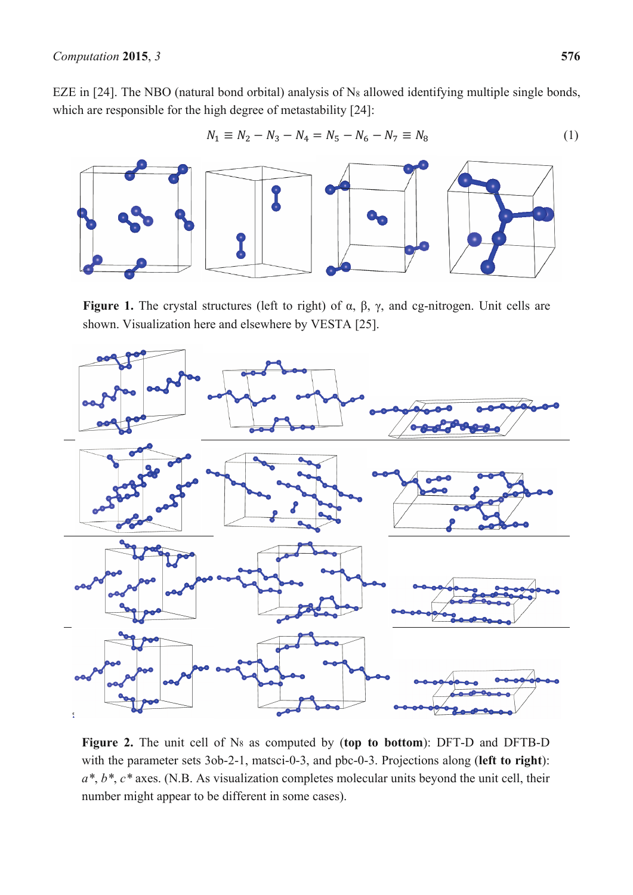EZE in [24]. The NBO (natural bond orbital) analysis of $N_8$ allowed identifying multiple single bonds, which are responsible for the high degree of metastability [24]:

$$N_1 \equiv N_2 - N_3 - N_4 = N_5 - N_6 - N_7 \equiv N_8 \tag{1}$$

**Figure 1.** The crystal structures (left to right) of α, β, γ, and cg-nitrogen. Unit cells are shown. Visualization here and elsewhere by VESTA [25].

**Figure 2.** The unit cell of $N_8$ as computed by (**top to bottom**): DFT-D and DFTB-D with the parameter sets 3ob-2-1, matsci-0-3, and pbc-0-3. Projections along (**left to right**): *a\**, *b\**, *c\** axes. (N.B. As visualization completes molecular units beyond the unit cell, their number might appear to be different in some cases).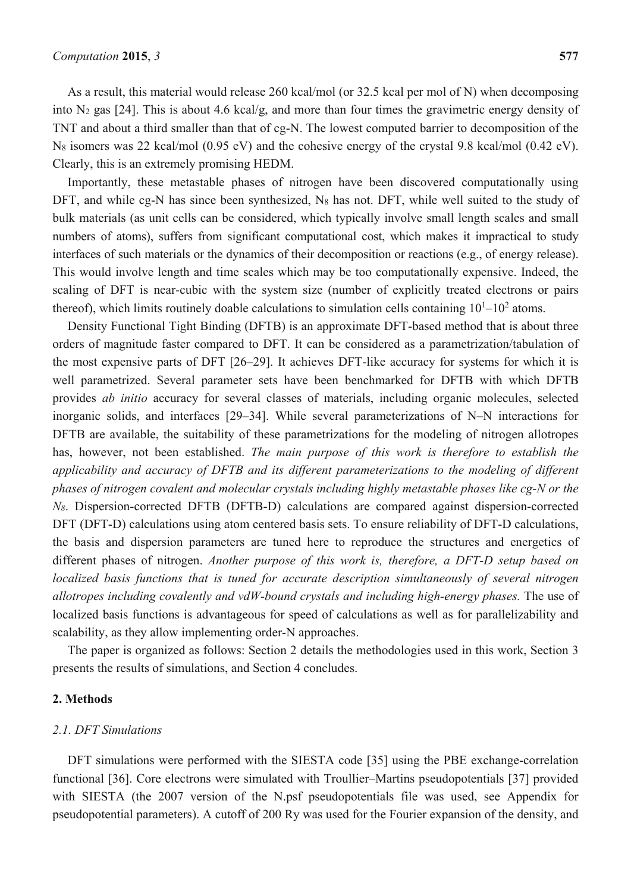As a result, this material would release 260 kcal/mol (or 32.5 kcal per mol of N) when decomposing into $N_2$ gas [24]. This is about 4.6 kcal/g, and more than four times the gravimetric energy density of TNT and about a third smaller than that of cg-N. The lowest computed barrier to decomposition of the $N_8$ isomers was 22 kcal/mol (0.95 eV) and the cohesive energy of the crystal 9.8 kcal/mol (0.42 eV). Clearly, this is an extremely promising HEDM.

Importantly, these metastable phases of nitrogen have been discovered computationally using DFT, and while cg-N has since been synthesized, $N_8$ has not. DFT, while well suited to the study of bulk materials (as unit cells can be considered, which typically involve small length scales and small numbers of atoms), suffers from significant computational cost, which makes it impractical to study interfaces of such materials or the dynamics of their decomposition or reactions (e.g., of energy release). This would involve length and time scales which may be too computationally expensive. Indeed, the scaling of DFT is near-cubic with the system size (number of explicitly treated electrons or pairs thereof), which limits routinely doable calculations to simulation cells containing $10^1$–$10^2$ atoms.

Density Functional Tight Binding (DFTB) is an approximate DFT-based method that is about three orders of magnitude faster compared to DFT. It can be considered as a parametrization/tabulation of the most expensive parts of DFT [26–29]. It achieves DFT-like accuracy for systems for which it is well parametrized. Several parameter sets have been benchmarked for DFTB with which DFTB provides *ab initio* accuracy for several classes of materials, including organic molecules, selected inorganic solids, and interfaces [29–34]. While several parameterizations of N–N interactions for DFTB are available, the suitability of these parametrizations for the modeling of nitrogen allotropes has, however, not been established. *The main purpose of this work is therefore to establish the applicability and accuracy of DFTB and its different parameterizations to the modeling of different phases of nitrogen covalent and molecular crystals including highly metastable phases like cg-N or the $N_8$*. Dispersion-corrected DFTB (DFTB-D) calculations are compared against dispersion-corrected DFT (DFT-D) calculations using atom centered basis sets. To ensure reliability of DFT-D calculations, the basis and dispersion parameters are tuned here to reproduce the structures and energetics of different phases of nitrogen. *Another purpose of this work is, therefore, a DFT-D setup based on localized basis functions that is tuned for accurate description simultaneously of several nitrogen allotropes including covalently and vdW-bound crystals and including high-energy phases.* The use of localized basis functions is advantageous for speed of calculations as well as for parallelizability and scalability, as they allow implementing order-N approaches.

The paper is organized as follows: Section 2 details the methodologies used in this work, Section 3 presents the results of simulations, and Section 4 concludes.

## 2. Methods

### 2.1. DFT Simulations

DFT simulations were performed with the SIESTA code [35] using the PBE exchange-correlation functional [36]. Core electrons were simulated with Troullier–Martins pseudopotentials [37] provided with SIESTA (the 2007 version of the N.psf pseudopotentials file was used, see Appendix for pseudopotential parameters). A cutoff of 200 Ry was used for the Fourier expansion of the density, and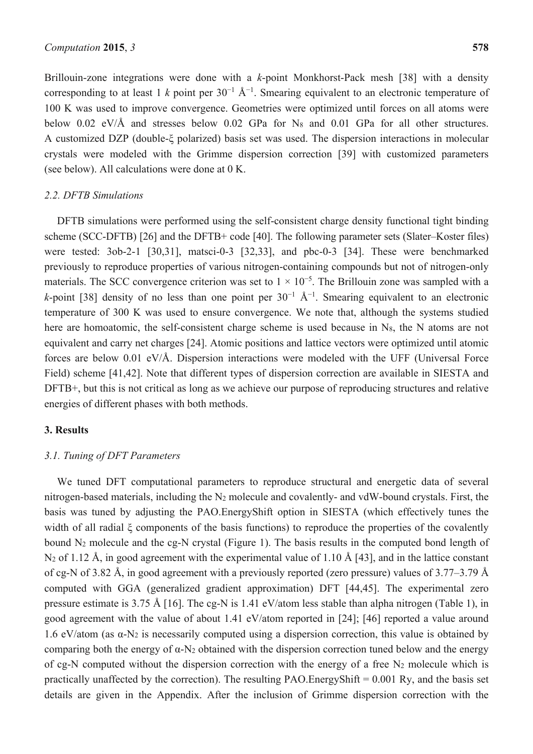Brillouin-zone integrations were done with a $k$-point Monkhorst-Pack mesh [38] with a density corresponding to at least 1 $k$ point per $30^{-1}$ Å$^{-1}$. Smearing equivalent to an electronic temperature of 100 K was used to improve convergence. Geometries were optimized until forces on all atoms were below 0.02 eV/Å and stresses below 0.02 GPa for $N_8$ and 0.01 GPa for all other structures. A customized DZP (double-ξ polarized) basis set was used. The dispersion interactions in molecular crystals were modeled with the Grimme dispersion correction [39] with customized parameters (see below). All calculations were done at 0 K.

### *2.2. DFTB Simulations*

DFTB simulations were performed using the self-consistent charge density functional tight binding scheme (SCC-DFTB) [26] and the DFTB+ code [40]. The following parameter sets (Slater–Koster files) were tested: 3ob-2-1 [30,31], matsci-0-3 [32,33], and pbc-0-3 [34]. These were benchmarked previously to reproduce properties of various nitrogen-containing compounds but not of nitrogen-only materials. The SCC convergence criterion was set to $1 \times 10^{-5}$. The Brillouin zone was sampled with a $k$-point [38] density of no less than one point per $30^{-1}$ Å$^{-1}$. Smearing equivalent to an electronic temperature of 300 K was used to ensure convergence. We note that, although the systems studied here are homoatomic, the self-consistent charge scheme is used because in $N_8$, the N atoms are not equivalent and carry net charges [24]. Atomic positions and lattice vectors were optimized until atomic forces are below 0.01 eV/Å. Dispersion interactions were modeled with the UFF (Universal Force Field) scheme [41,42]. Note that different types of dispersion correction are available in SIESTA and DFTB+, but this is not critical as long as we achieve our purpose of reproducing structures and relative energies of different phases with both methods.

## 3. Results

### *3.1. Tuning of DFT Parameters*

We tuned DFT computational parameters to reproduce structural and energetic data of several nitrogen-based materials, including the $N_2$ molecule and covalently- and vdW-bound crystals. First, the basis was tuned by adjusting the PAO.EnergyShift option in SIESTA (which effectively tunes the width of all radial ξ components of the basis functions) to reproduce the properties of the covalently bound $N_2$ molecule and the cg-N crystal (Figure 1). The basis results in the computed bond length of $N_2$ of 1.12 Å, in good agreement with the experimental value of 1.10 Å [43], and in the lattice constant of cg-N of 3.82 Å, in good agreement with a previously reported (zero pressure) values of 3.77–3.79 Å computed with GGA (generalized gradient approximation) DFT [44,45]. The experimental zero pressure estimate is 3.75 Å [16]. The cg-N is 1.41 eV/atom less stable than alpha nitrogen (Table 1), in good agreement with the value of about 1.41 eV/atom reported in [24]; [46] reported a value around 1.6 eV/atom (as α-$N_2$ is necessarily computed using a dispersion correction, this value is obtained by comparing both the energy of α-$N_2$ obtained with the dispersion correction tuned below and the energy of cg-N computed without the dispersion correction with the energy of a free $N_2$ molecule which is practically unaffected by the correction). The resulting PAO.EnergyShift = 0.001 Ry, and the basis set details are given in the Appendix. After the inclusion of Grimme dispersion correction with the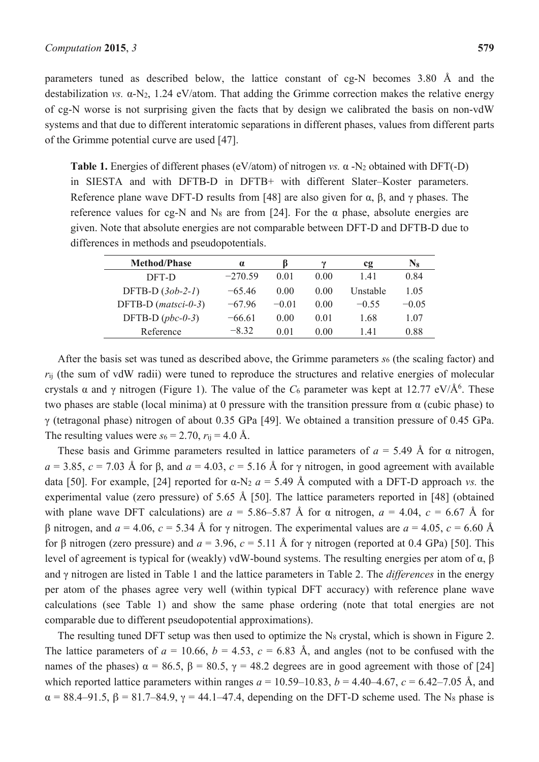parameters tuned as described below, the lattice constant of cg-N becomes 3.80 Å and the destabilization *vs.* α-$N_2$, 1.24 eV/atom. That adding the Grimme correction makes the relative energy of cg-N worse is not surprising given the facts that by design we calibrated the basis on non-vdW systems and that due to different interatomic separations in different phases, values from different parts of the Grimme potential curve are used [47].

**Table 1.** Energies of different phases (eV/atom) of nitrogen *vs.* α -$N_2$ obtained with DFT(-D) in SIESTA and with DFTB-D in DFTB+ with different Slater–Koster parameters. Reference plane wave DFT-D results from [48] are also given for α, β, and γ phases. The reference values for cg-N and $N_8$ are from [24]. For the α phase, absolute energies are given. Note that absolute energies are not comparable between DFT-D and DFTB-D due to differences in methods and pseudopotentials.

| Method/Phase | α | β | γ | cg | $N_8$ |
|---|---|---|---|---|---|
| DFT-D | −270.59 | 0.01 | 0.00 | 1.41 | 0.84 |
| DFTB-D (*3ob-2-1*) | −65.46 | 0.00 | 0.00 | Unstable | 1.05 |
| DFTB-D (*matsci-0-3*) | −67.96 | −0.01 | 0.00 | −0.55 | −0.05 |
| DFTB-D (*pbc-0-3*) | −66.61 | 0.00 | 0.01 | 1.68 | 1.07 |
| Reference | −8.32 | 0.01 | 0.00 | 1.41 | 0.88 |

After the basis set was tuned as described above, the Grimme parameters $s_6$ (the scaling factor) and $r_{ij}$ (the sum of vdW radii) were tuned to reproduce the structures and relative energies of molecular crystals α and γ nitrogen (Figure 1). The value of the $C_6$ parameter was kept at 12.77 eV/Å$^6$. These two phases are stable (local minima) at 0 pressure with the transition pressure from α (cubic phase) to γ (tetragonal phase) nitrogen of about 0.35 GPa [49]. We obtained a transition pressure of 0.45 GPa. The resulting values were $s_6$ = 2.70, $r_{ij}$ = 4.0 Å.

These basis and Grimme parameters resulted in lattice parameters of $a$ = 5.49 Å for α nitrogen, $a$ = 3.85, $c$ = 7.03 Å for β, and $a$ = 4.03, $c$ = 5.16 Å for γ nitrogen, in good agreement with available data [50]. For example, [24] reported for α-$N_2$ $a$ = 5.49 Å computed with a DFT-D approach *vs.* the experimental value (zero pressure) of 5.65 Å [50]. The lattice parameters reported in [48] (obtained with plane wave DFT calculations) are $a$ = 5.86–5.87 Å for α nitrogen, $a$ = 4.04, $c$ = 6.67 Å for β nitrogen, and $a$ = 4.06, $c$ = 5.34 Å for γ nitrogen. The experimental values are $a$ = 4.05, $c$ = 6.60 Å for β nitrogen (zero pressure) and $a$ = 3.96, $c$ = 5.11 Å for γ nitrogen (reported at 0.4 GPa) [50]. This level of agreement is typical for (weakly) vdW-bound systems. The resulting energies per atom of α, β and γ nitrogen are listed in Table 1 and the lattice parameters in Table 2. The *differences* in the energy per atom of the phases agree very well (within typical DFT accuracy) with reference plane wave calculations (see Table 1) and show the same phase ordering (note that total energies are not comparable due to different pseudopotential approximations).

The resulting tuned DFT setup was then used to optimize the $N_8$ crystal, which is shown in Figure 2. The lattice parameters of $a$ = 10.66, $b$ = 4.53, $c$ = 6.83 Å, and angles (not to be confused with the names of the phases) α = 86.5, β = 80.5, γ = 48.2 degrees are in good agreement with those of [24] which reported lattice parameters within ranges $a$ = 10.59–10.83, $b$ = 4.40–4.67, $c$ = 6.42–7.05 Å, and α = 88.4–91.5, β = 81.7–84.9, γ = 44.1–47.4, depending on the DFT-D scheme used. The $N_8$ phase is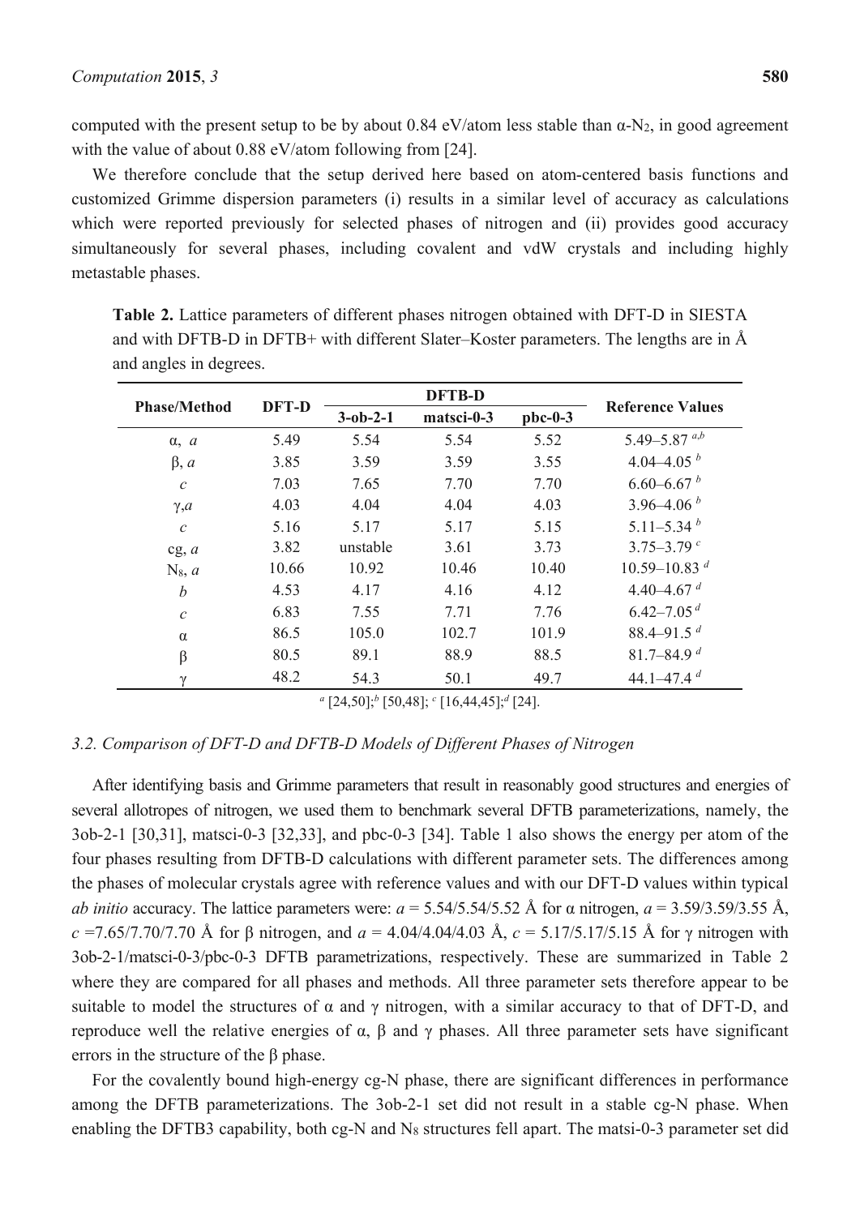computed with the present setup to be by about 0.84 eV/atom less stable than α-$N_2$, in good agreement with the value of about 0.88 eV/atom following from [24].

We therefore conclude that the setup derived here based on atom-centered basis functions and customized Grimme dispersion parameters (i) results in a similar level of accuracy as calculations which were reported previously for selected phases of nitrogen and (ii) provides good accuracy simultaneously for several phases, including covalent and vdW crystals and including highly metastable phases.

**Table 2.** Lattice parameters of different phases nitrogen obtained with DFT-D in SIESTA and with DFTB-D in DFTB+ with different Slater–Koster parameters. The lengths are in Å and angles in degrees.

| Phase/Method | DFT-D | DFTB-D | | | Reference Values |
|---|---|---|---|---|---|
| | | 3-ob-2-1 | matsci-0-3 | pbc-0-3 | |
| α, *a* | 5.49 | 5.54 | 5.54 | 5.52 | 5.49–5.87 [a,b] |
| β, *a* | 3.85 | 3.59 | 3.59 | 3.55 | 4.04–4.05 [b] |
| *c* | 7.03 | 7.65 | 7.70 | 7.70 | 6.60–6.67 [b] |
| γ,*a* | 4.03 | 4.04 | 4.04 | 4.03 | 3.96–4.06 [b] |
| *c* | 5.16 | 5.17 | 5.17 | 5.15 | 5.11–5.34 [b] |
| cg, *a* | 3.82 | unstable | 3.61 | 3.73 | 3.75–3.79 [c] |
| $N_8$, *a* | 10.66 | 10.92 | 10.46 | 10.40 | 10.59–10.83 [d] |
| *b* | 4.53 | 4.17 | 4.16 | 4.12 | 4.40–4.67 [d] |
| *c* | 6.83 | 7.55 | 7.71 | 7.76 | 6.42–7.05 [d] |
| α | 86.5 | 105.0 | 102.7 | 101.9 | 88.4–91.5 [d] |
| β | 80.5 | 89.1 | 88.9 | 88.5 | 81.7–84.9 [d] |
| γ | 48.2 | 54.3 | 50.1 | 49.7 | 44.1–47.4 [d] |

[a] [24,50]; [b] [50,48]; [c] [16,44,45]; [d] [24].

### 3.2. Comparison of DFT-D and DFTB-D Models of Different Phases of Nitrogen

After identifying basis and Grimme parameters that result in reasonably good structures and energies of several allotropes of nitrogen, we used them to benchmark several DFTB parameterizations, namely, the 3ob-2-1 [30,31], matsci-0-3 [32,33], and pbc-0-3 [34]. Table 1 also shows the energy per atom of the four phases resulting from DFTB-D calculations with different parameter sets. The differences among the phases of molecular crystals agree with reference values and with our DFT-D values within typical *ab initio* accuracy. The lattice parameters were: $a$ = 5.54/5.54/5.52 Å for α nitrogen, $a$ = 3.59/3.59/3.55 Å, $c$ =7.65/7.70/7.70 Å for β nitrogen, and $a$ = 4.04/4.04/4.03 Å, $c$ = 5.17/5.17/5.15 Å for γ nitrogen with 3ob-2-1/matsci-0-3/pbc-0-3 DFTB parametrizations, respectively. These are summarized in Table 2 where they are compared for all phases and methods. All three parameter sets therefore appear to be suitable to model the structures of α and γ nitrogen, with a similar accuracy to that of DFT-D, and reproduce well the relative energies of α, β and γ phases. All three parameter sets have significant errors in the structure of the β phase.

For the covalently bound high-energy cg-N phase, there are significant differences in performance among the DFTB parameterizations. The 3ob-2-1 set did not result in a stable cg-N phase. When enabling the DFTB3 capability, both cg-N and $N_8$ structures fell apart. The matsi-0-3 parameter set did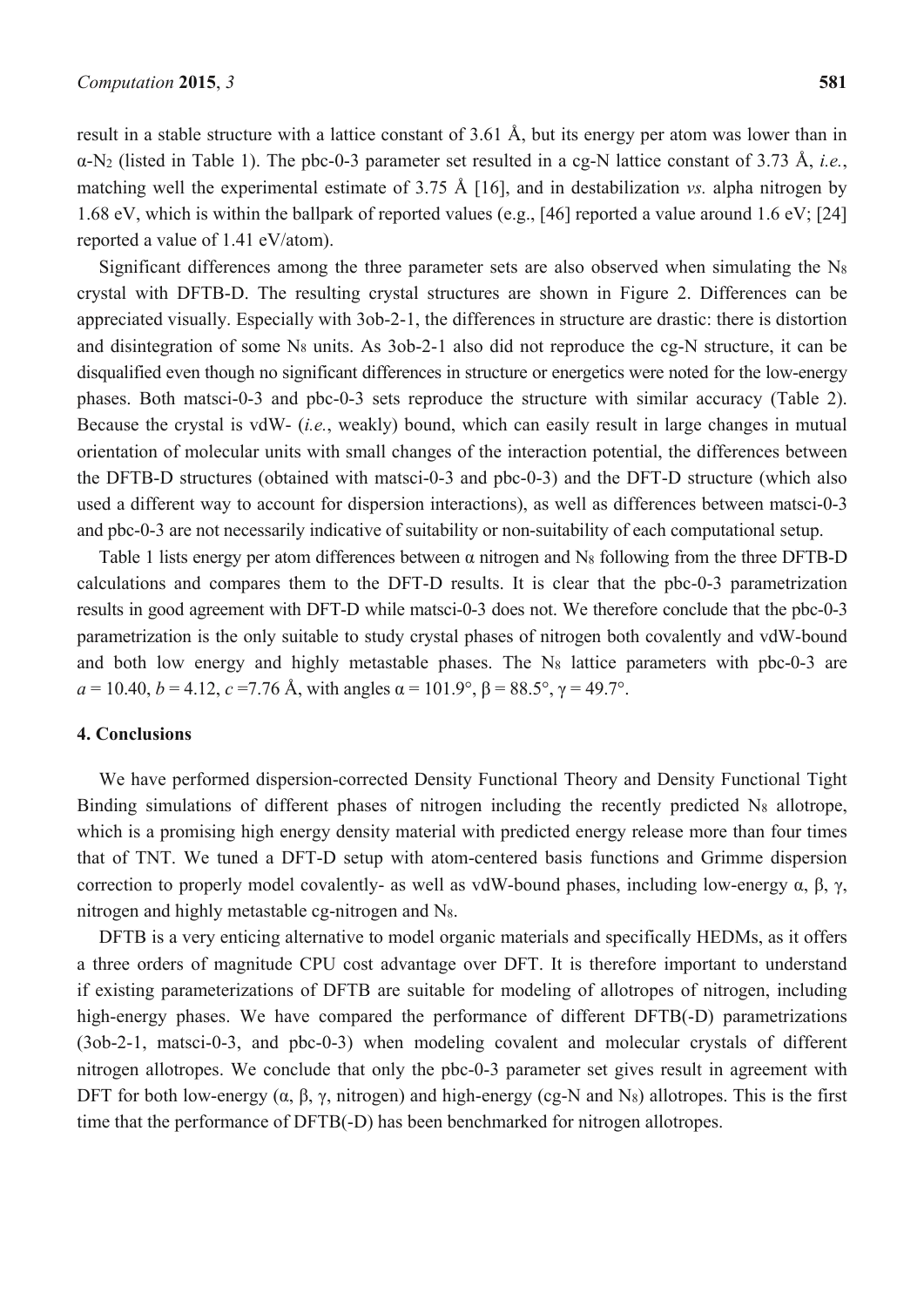result in a stable structure with a lattice constant of 3.61 Å, but its energy per atom was lower than in α-$N_2$ (listed in Table 1). The pbc-0-3 parameter set resulted in a cg-N lattice constant of 3.73 Å, *i.e.*, matching well the experimental estimate of 3.75 Å [16], and in destabilization *vs.* alpha nitrogen by 1.68 eV, which is within the ballpark of reported values (e.g., [46] reported a value around 1.6 eV; [24] reported a value of 1.41 eV/atom).

Significant differences among the three parameter sets are also observed when simulating the $N_8$ crystal with DFTB-D. The resulting crystal structures are shown in Figure 2. Differences can be appreciated visually. Especially with 3ob-2-1, the differences in structure are drastic: there is distortion and disintegration of some $N_8$ units. As 3ob-2-1 also did not reproduce the cg-N structure, it can be disqualified even though no significant differences in structure or energetics were noted for the low-energy phases. Both matsci-0-3 and pbc-0-3 sets reproduce the structure with similar accuracy (Table 2). Because the crystal is vdW- (*i.e.*, weakly) bound, which can easily result in large changes in mutual orientation of molecular units with small changes of the interaction potential, the differences between the DFTB-D structures (obtained with matsci-0-3 and pbc-0-3) and the DFT-D structure (which also used a different way to account for dispersion interactions), as well as differences between matsci-0-3 and pbc-0-3 are not necessarily indicative of suitability or non-suitability of each computational setup.

Table 1 lists energy per atom differences between α nitrogen and $N_8$ following from the three DFTB-D calculations and compares them to the DFT-D results. It is clear that the pbc-0-3 parametrization results in good agreement with DFT-D while matsci-0-3 does not. We therefore conclude that the pbc-0-3 parametrization is the only suitable to study crystal phases of nitrogen both covalently and vdW-bound and both low energy and highly metastable phases. The $N_8$ lattice parameters with pbc-0-3 are $a$ = 10.40, $b$ = 4.12, $c$ =7.76 Å, with angles α = 101.9°, β = 88.5°, γ = 49.7°.

## 4. Conclusions

We have performed dispersion-corrected Density Functional Theory and Density Functional Tight Binding simulations of different phases of nitrogen including the recently predicted $N_8$ allotrope, which is a promising high energy density material with predicted energy release more than four times that of TNT. We tuned a DFT-D setup with atom-centered basis functions and Grimme dispersion correction to properly model covalently- as well as vdW-bound phases, including low-energy α, β, γ, nitrogen and highly metastable cg-nitrogen and $N_8$.

DFTB is a very enticing alternative to model organic materials and specifically HEDMs, as it offers a three orders of magnitude CPU cost advantage over DFT. It is therefore important to understand if existing parameterizations of DFTB are suitable for modeling of allotropes of nitrogen, including high-energy phases. We have compared the performance of different DFTB(-D) parametrizations (3ob-2-1, matsci-0-3, and pbc-0-3) when modeling covalent and molecular crystals of different nitrogen allotropes. We conclude that only the pbc-0-3 parameter set gives result in agreement with DFT for both low-energy (α, β, γ, nitrogen) and high-energy (cg-N and $N_8$) allotropes. This is the first time that the performance of DFTB(-D) has been benchmarked for nitrogen allotropes.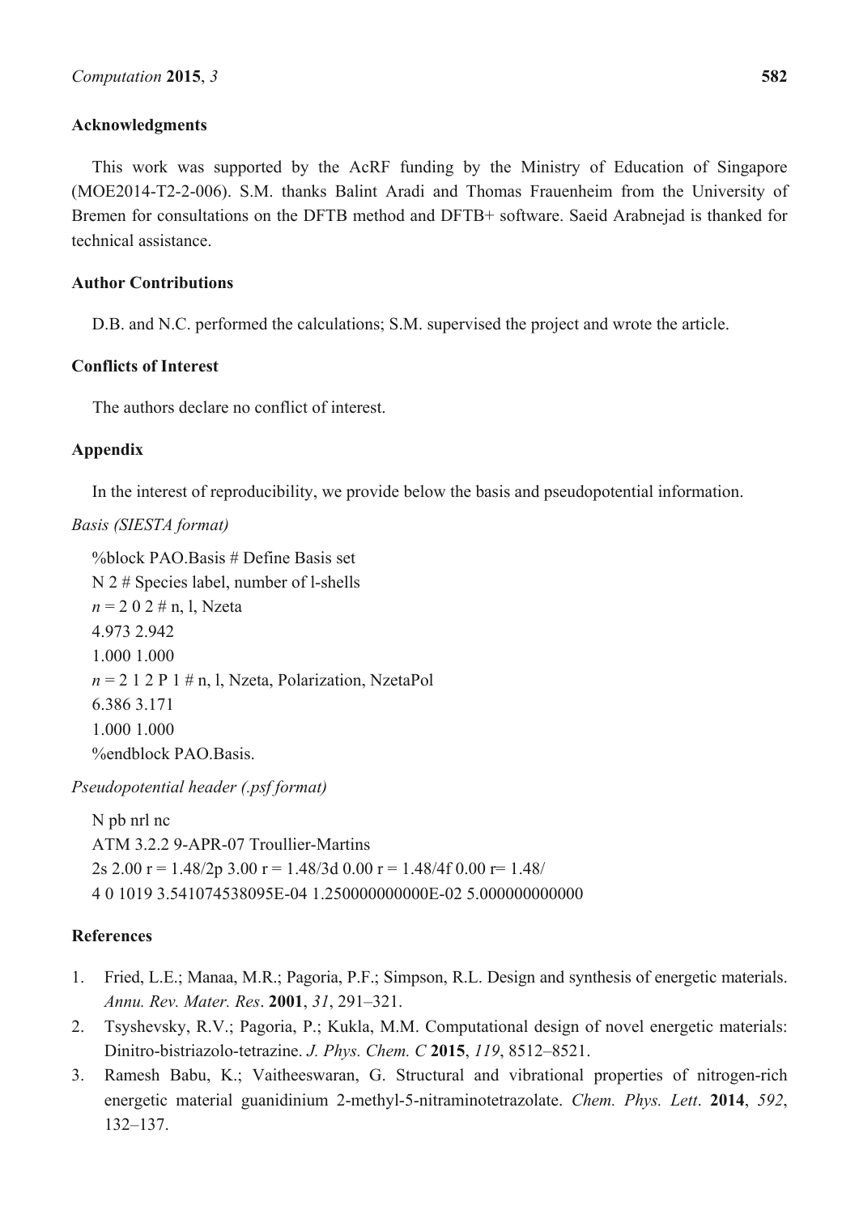## Acknowledgments

This work was supported by the AcRF funding by the Ministry of Education of Singapore (MOE2014-T2-2-006). S.M. thanks Balint Aradi and Thomas Frauenheim from the University of Bremen for consultations on the DFTB method and DFTB+ software. Saeid Arabnejad is thanked for technical assistance.

## Author Contributions

D.B. and N.C. performed the calculations; S.M. supervised the project and wrote the article.

## Conflicts of Interest

The authors declare no conflict of interest.

## Appendix

In the interest of reproducibility, we provide below the basis and pseudopotential information.

*Basis (SIESTA format)*

```
%block PAO.Basis # Define Basis set
N 2 # Species label, number of l-shells
n = 2 0 2 # n, l, Nzeta
4.973 2.942
1.000 1.000
n = 2 1 2 P 1 # n, l, Nzeta, Polarization, NzetaPol
6.386 3.171
1.000 1.000
%endblock PAO.Basis.
```

*Pseudopotential header (.psf format)*

```
N pb nrl nc
ATM 3.2.2 9-APR-07 Troullier-Martins
2s 2.00 r = 1.48/2p 3.00 r = 1.48/3d 0.00 r = 1.48/4f 0.00 r= 1.48/
4 0 1019 3.541074538095E-04 1.250000000000E-02 5.000000000000
```

## References

1. Fried, L.E.; Manaa, M.R.; Pagoria, P.F.; Simpson, R.L. Design and synthesis of energetic materials. *Annu. Rev. Mater. Res*. **2001**, *31*, 291–321.
2. Tsyshevsky, R.V.; Pagoria, P.; Kukla, M.M. Computational design of novel energetic materials: Dinitro-bistriazolo-tetrazine. *J. Phys. Chem. C* **2015**, *119*, 8512–8521.
3. Ramesh Babu, K.; Vaitheeswaran, G. Structural and vibrational properties of nitrogen-rich energetic material guanidinium 2-methyl-5-nitraminotetrazolate. *Chem. Phys. Lett*. **2014**, *592*, 132–137.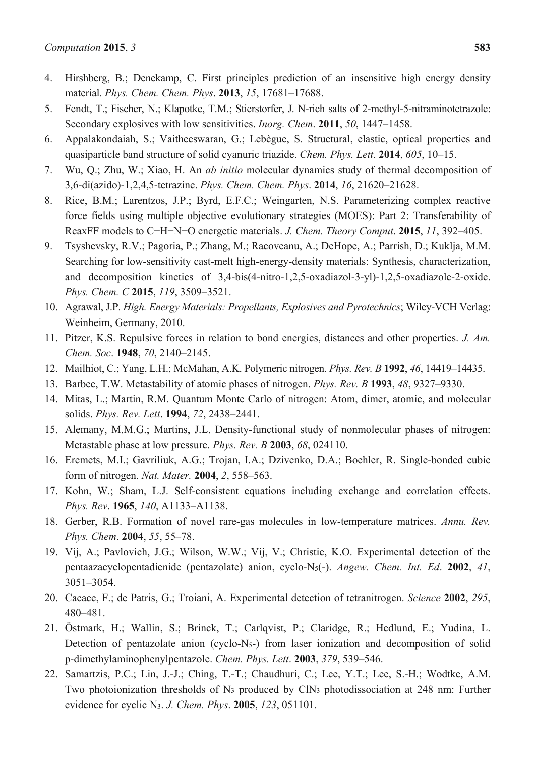4. Hirshberg, B.; Denekamp, C. First principles prediction of an insensitive high energy density material. *Phys. Chem. Chem. Phys*. **2013**, *15*, 17681–17688.
5. Fendt, T.; Fischer, N.; Klapotke, T.M.; Stierstorfer, J. N-rich salts of 2-methyl-5-nitraminotetrazole: Secondary explosives with low sensitivities. *Inorg. Chem*. **2011**, *50*, 1447–1458.
6. Appalakondaiah, S.; Vaitheeswaran, G.; Lebègue, S. Structural, elastic, optical properties and quasiparticle band structure of solid cyanuric triazide. *Chem. Phys. Lett*. **2014**, *605*, 10–15.
7. Wu, Q.; Zhu, W.; Xiao, H. An *ab initio* molecular dynamics study of thermal decomposition of 3,6-di(azido)-1,2,4,5-tetrazine. *Phys. Chem. Chem. Phys*. **2014**, *16*, 21620–21628.
8. Rice, B.M.; Larentzos, J.P.; Byrd, E.F.C.; Weingarten, N.S. Parameterizing complex reactive force fields using multiple objective evolutionary strategies (MOES): Part 2: Transferability of ReaxFF models to C−H−N−O energetic materials. *J. Chem. Theory Comput*. **2015**, *11*, 392–405.
9. Tsyshevsky, R.V.; Pagoria, P.; Zhang, M.; Racoveanu, A.; DeHope, A.; Parrish, D.; Kuklja, M.M. Searching for low-sensitivity cast-melt high-energy-density materials: Synthesis, characterization, and decomposition kinetics of 3,4-bis(4-nitro-1,2,5-oxadiazol-3-yl)-1,2,5-oxadiazole-2-oxide. *Phys. Chem. C* **2015**, *119*, 3509–3521.
10. Agrawal, J.P. *High. Energy Materials: Propellants, Explosives and Pyrotechnics*; Wiley-VCH Verlag: Weinheim, Germany, 2010.
11. Pitzer, K.S. Repulsive forces in relation to bond energies, distances and other properties. *J. Am. Chem. Soc*. **1948**, *70*, 2140–2145.
12. Mailhiot, C.; Yang, L.H.; McMahan, A.K. Polymeric nitrogen. *Phys. Rev. B* **1992**, *46*, 14419–14435.
13. Barbee, T.W. Metastability of atomic phases of nitrogen. *Phys. Rev. B* **1993**, *48*, 9327–9330.
14. Mitas, L.; Martin, R.M. Quantum Monte Carlo of nitrogen: Atom, dimer, atomic, and molecular solids. *Phys. Rev. Lett*. **1994**, *72*, 2438–2441.
15. Alemany, M.M.G.; Martins, J.L. Density-functional study of nonmolecular phases of nitrogen: Metastable phase at low pressure. *Phys. Rev. B* **2003**, *68*, 024110.
16. Eremets, M.I.; Gavriliuk, A.G.; Trojan, I.A.; Dzivenko, D.A.; Boehler, R. Single-bonded cubic form of nitrogen. *Nat. Mater.* **2004**, *2*, 558–563.
17. Kohn, W.; Sham, L.J. Self-consistent equations including exchange and correlation effects. *Phys. Rev*. **1965**, *140*, A1133–A1138.
18. Gerber, R.B. Formation of novel rare-gas molecules in low-temperature matrices. *Annu. Rev. Phys. Chem*. **2004**, *55*, 55–78.
19. Vij, A.; Pavlovich, J.G.; Wilson, W.W.; Vij, V.; Christie, K.O. Experimental detection of the pentaazacyclopentadienide (pentazolate) anion, cyclo-$N_5$(-). *Angew. Chem. Int. Ed*. **2002**, *41*, 3051–3054.
20. Cacace, F.; de Patris, G.; Troiani, A. Experimental detection of tetranitrogen. *Science* **2002**, *295*, 480–481.
21. Östmark, H.; Wallin, S.; Brinck, T.; Carlqvist, P.; Claridge, R.; Hedlund, E.; Yudina, L. Detection of pentazolate anion (cyclo-$N_5$-) from laser ionization and decomposition of solid p-dimethylaminophenylpentazole. *Chem. Phys. Lett*. **2003**, *379*, 539–546.
22. Samartzis, P.C.; Lin, J.-J.; Ching, T.-T.; Chaudhuri, C.; Lee, Y.T.; Lee, S.-H.; Wodtke, A.M. Two photoionization thresholds of $N_3$ produced by $ClN_3$ photodissociation at 248 nm: Further evidence for cyclic $N_3$. *J. Chem. Phys*. **2005**, *123*, 051101.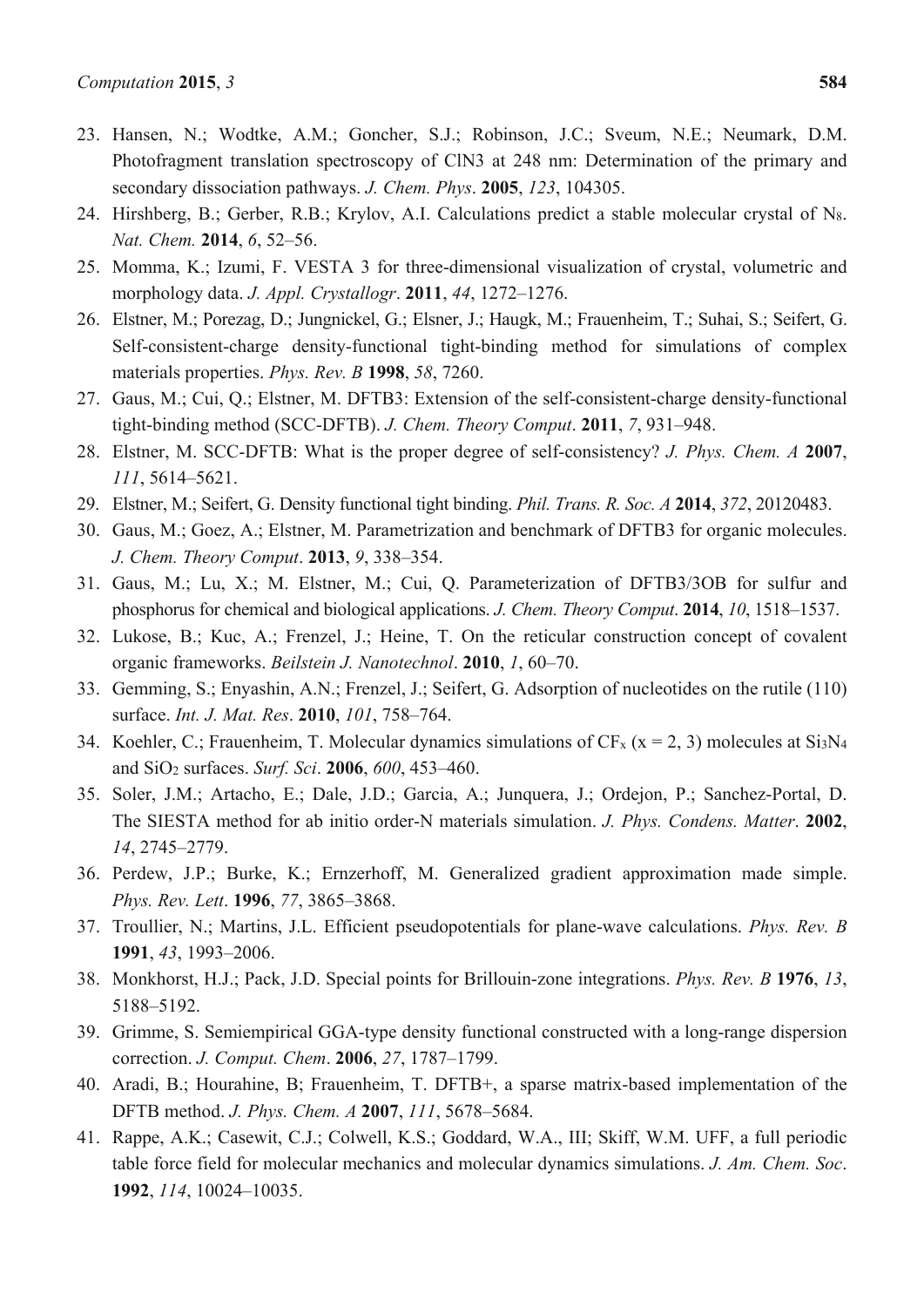23. Hansen, N.; Wodtke, A.M.; Goncher, S.J.; Robinson, J.C.; Sveum, N.E.; Neumark, D.M. Photofragment translation spectroscopy of ClN3 at 248 nm: Determination of the primary and secondary dissociation pathways. *J. Chem. Phys*. **2005**, *123*, 104305.
24. Hirshberg, B.; Gerber, R.B.; Krylov, A.I. Calculations predict a stable molecular crystal of $N_8$. *Nat. Chem.* **2014**, *6*, 52–56.
25. Momma, K.; Izumi, F. VESTA 3 for three-dimensional visualization of crystal, volumetric and morphology data. *J. Appl. Crystallogr*. **2011**, *44*, 1272–1276.
26. Elstner, M.; Porezag, D.; Jungnickel, G.; Elsner, J.; Haugk, M.; Frauenheim, T.; Suhai, S.; Seifert, G. Self-consistent-charge density-functional tight-binding method for simulations of complex materials properties. *Phys. Rev. B* **1998**, *58*, 7260.
27. Gaus, M.; Cui, Q.; Elstner, M. DFTB3: Extension of the self-consistent-charge density-functional tight-binding method (SCC-DFTB). *J. Chem. Theory Comput*. **2011**, *7*, 931–948.
28. Elstner, M. SCC-DFTB: What is the proper degree of self-consistency? *J. Phys. Chem. A* **2007**, *111*, 5614–5621.
29. Elstner, M.; Seifert, G. Density functional tight binding. *Phil. Trans. R. Soc. A* **2014**, *372*, 20120483.
30. Gaus, M.; Goez, A.; Elstner, M. Parametrization and benchmark of DFTB3 for organic molecules. *J. Chem. Theory Comput*. **2013**, *9*, 338–354.
31. Gaus, M.; Lu, X.; M. Elstner, M.; Cui, Q. Parameterization of DFTB3/3OB for sulfur and phosphorus for chemical and biological applications. *J. Chem. Theory Comput*. **2014**, *10*, 1518–1537.
32. Lukose, B.; Kuc, A.; Frenzel, J.; Heine, T. On the reticular construction concept of covalent organic frameworks. *Beilstein J. Nanotechnol*. **2010**, *1*, 60–70.
33. Gemming, S.; Enyashin, A.N.; Frenzel, J.; Seifert, G. Adsorption of nucleotides on the rutile (110) surface. *Int. J. Mat. Res*. **2010**, *101*, 758–764.
34. Koehler, C.; Frauenheim, T. Molecular dynamics simulations of $CF_x$ ($x = 2, 3$) molecules at $Si_3N_4$ and $SiO_2$ surfaces. *Surf. Sci*. **2006**, *600*, 453–460.
35. Soler, J.M.; Artacho, E.; Dale, J.D.; Garcia, A.; Junquera, J.; Ordejon, P.; Sanchez-Portal, D. The SIESTA method for ab initio order-N materials simulation. *J. Phys. Condens. Matter*. **2002**, *14*, 2745–2779.
36. Perdew, J.P.; Burke, K.; Ernzerhoff, M. Generalized gradient approximation made simple. *Phys. Rev. Lett*. **1996**, *77*, 3865–3868.
37. Troullier, N.; Martins, J.L. Efficient pseudopotentials for plane-wave calculations. *Phys. Rev. B* **1991**, *43*, 1993–2006.
38. Monkhorst, H.J.; Pack, J.D. Special points for Brillouin-zone integrations. *Phys. Rev. B* **1976**, *13*, 5188–5192.
39. Grimme, S. Semiempirical GGA-type density functional constructed with a long-range dispersion correction. *J. Comput. Chem*. **2006**, *27*, 1787–1799.
40. Aradi, B.; Hourahine, B; Frauenheim, T. DFTB+, a sparse matrix-based implementation of the DFTB method. *J. Phys. Chem. A* **2007**, *111*, 5678–5684.
41. Rappe, A.K.; Casewit, C.J.; Colwell, K.S.; Goddard, W.A., III; Skiff, W.M. UFF, a full periodic table force field for molecular mechanics and molecular dynamics simulations. *J. Am. Chem. Soc*. **1992**, *114*, 10024–10035.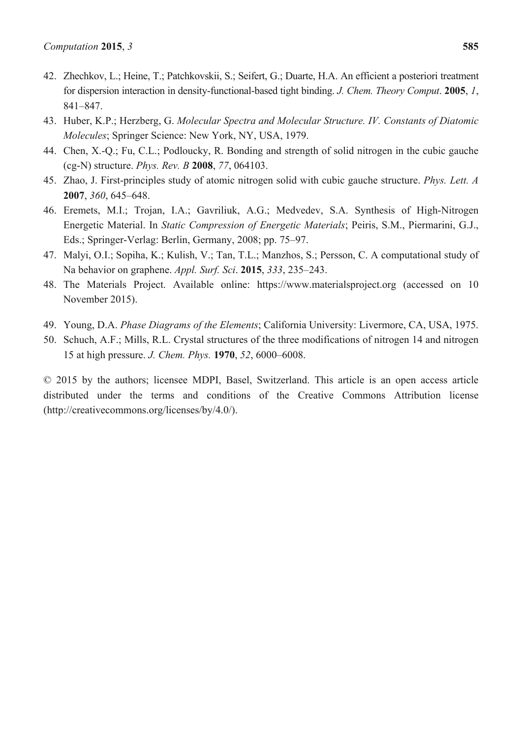42. Zhechkov, L.; Heine, T.; Patchkovskii, S.; Seifert, G.; Duarte, H.A. An efficient a posteriori treatment for dispersion interaction in density-functional-based tight binding. *J. Chem. Theory Comput*. **2005**, *1*, 841–847.
43. Huber, K.P.; Herzberg, G. *Molecular Spectra and Molecular Structure. IV. Constants of Diatomic Molecules*; Springer Science: New York, NY, USA, 1979.
44. Chen, X.-Q.; Fu, C.L.; Podloucky, R. Bonding and strength of solid nitrogen in the cubic gauche (cg-N) structure. *Phys. Rev. B* **2008**, *77*, 064103.
45. Zhao, J. First-principles study of atomic nitrogen solid with cubic gauche structure. *Phys. Lett. A* **2007**, *360*, 645–648.
46. Eremets, M.I.; Trojan, I.A.; Gavriliuk, A.G.; Medvedev, S.A. Synthesis of High-Nitrogen Energetic Material. In *Static Compression of Energetic Materials*; Peiris, S.M., Piermarini, G.J., Eds.; Springer-Verlag: Berlin, Germany, 2008; pp. 75–97.
47. Malyi, O.I.; Sopiha, K.; Kulish, V.; Tan, T.L.; Manzhos, S.; Persson, C. A computational study of Na behavior on graphene. *Appl. Surf. Sci*. **2015**, *333*, 235–243.
48. The Materials Project. Available online: https://www.materialsproject.org (accessed on 10 November 2015).
49. Young, D.A. *Phase Diagrams of the Elements*; California University: Livermore, CA, USA, 1975.
50. Schuch, A.F.; Mills, R.L. Crystal structures of the three modifications of nitrogen 14 and nitrogen 15 at high pressure. *J. Chem. Phys.* **1970**, *52*, 6000–6008.

© 2015 by the authors; licensee MDPI, Basel, Switzerland. This article is an open access article distributed under the terms and conditions of the Creative Commons Attribution license (http://creativecommons.org/licenses/by/4.0/).